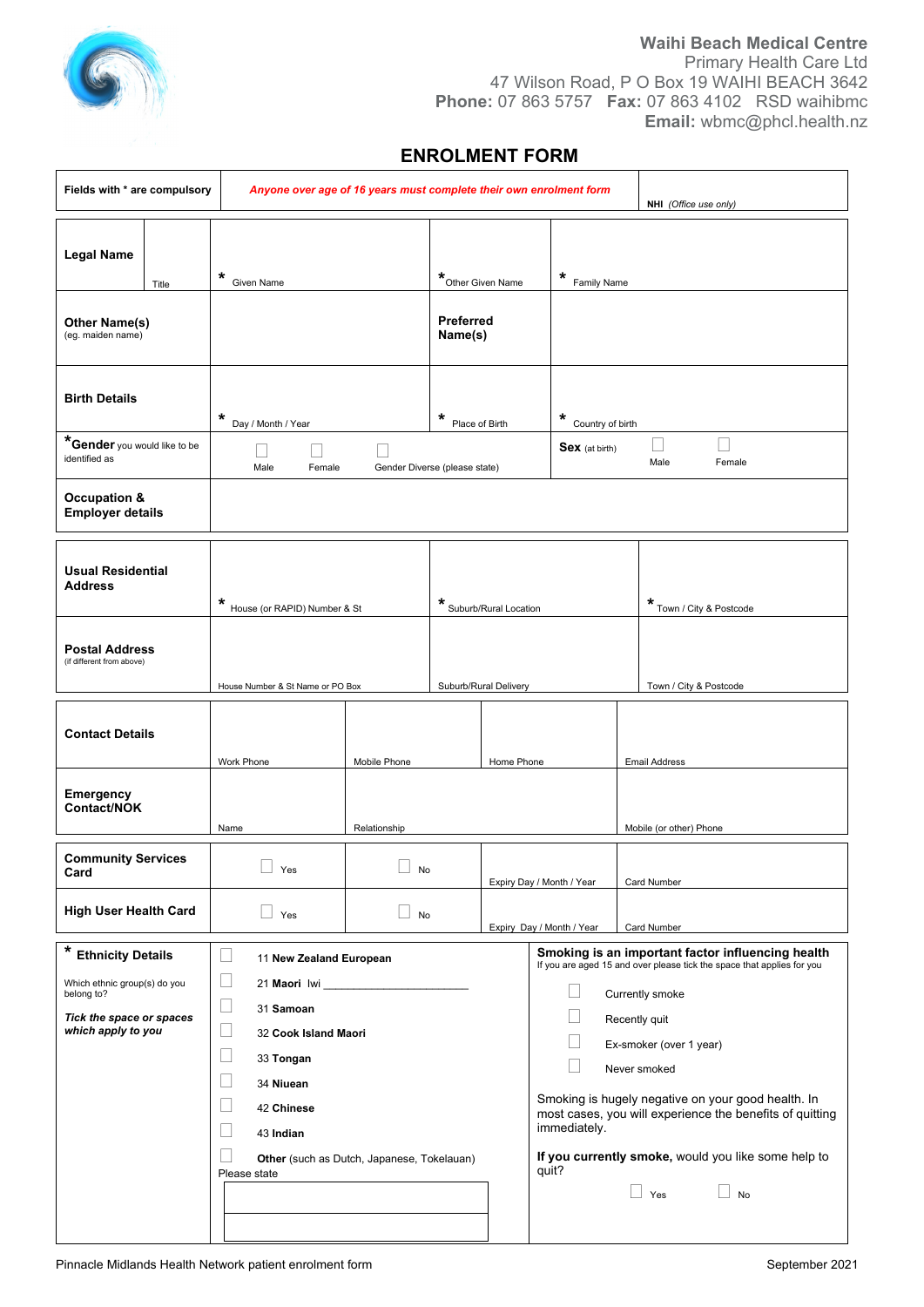**Waihi Beach Medical Centre**
Primary Health Care Ltd
47 Wilson Road, P O Box 19 WAIHI BEACH 3642
**Phone:** 07 863 5757 **Fax:** 07 863 4102 RSD waihibmc
**Email:** wbmc@phcl.health.nz

# ENROLMENT FORM

| **Fields with * are compulsory** | *Anyone over age of 16 years must complete their own enrolment form* | **NHI** *(Office use only)* |
|---|---|---|

| **Legal Name** | Title | * Given Name | * Other Given Name | * Family Name |
|---|---|---|---|---|
| **Other Name(s)** (eg. maiden name) | | | **Preferred Name(s)** | |
| **Birth Details** | | * Day / Month / Year | * Place of Birth | * Country of birth |
| ***Gender** you would like to be identified as | | ☐ Male ☐ Female ☐ Gender Diverse (please state) | | **Sex** (at birth) ☐ Male ☐ Female |
| **Occupation & Employer details** | | | | |

| **Usual Residential Address** | * House (or RAPID) Number & St | * Suburb/Rural Location | * Town / City & Postcode |
|---|---|---|---|
| **Postal Address** (if different from above) | House Number & St Name or PO Box | Suburb/Rural Delivery | Town / City & Postcode |

| **Contact Details** | Work Phone | Mobile Phone | Home Phone | Email Address |
|---|---|---|---|---|
| **Emergency Contact/NOK** | Name | Relationship | | Mobile (or other) Phone |

| **Community Services Card** | ☐ Yes | ☐ No | Expiry Day / Month / Year | Card Number |
|---|---|---|---|---|
| **High User Health Card** | ☐ Yes | ☐ No | Expiry Day / Month / Year | Card Number |

**\* Ethnicity Details**

Which ethnic group(s) do you belong to?

***Tick the space or spaces which apply to you***

- ☐ 11 **New Zealand European**
- ☐ 21 **Maori** Iwi ______________________
- ☐ 31 **Samoan**
- ☐ 32 **Cook Island Maori**
- ☐ 33 **Tongan**
- ☐ 34 **Niuean**
- ☐ 42 **Chinese**
- ☐ 43 **Indian**
- ☐ **Other** (such as Dutch, Japanese, Tokelauan)

Please state

**Smoking is an important factor influencing health**
If you are aged 15 and over please tick the space that applies for you

- ☐ Currently smoke
- ☐ Recently quit
- ☐ Ex-smoker (over 1 year)
- ☐ Never smoked

Smoking is hugely negative on your good health. In most cases, you will experience the benefits of quitting immediately.

**If you currently smoke,** would you like some help to quit?

☐ Yes ☐ No

Pinnacle Midlands Health Network patient enrolment form September 2021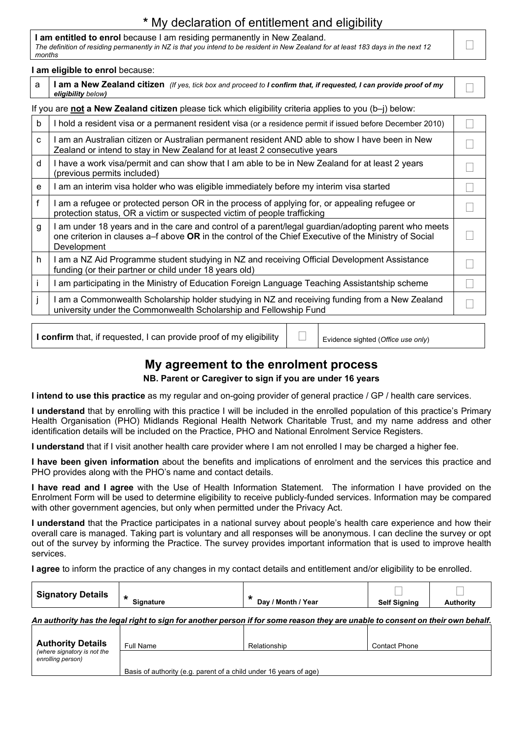# * My declaration of entitlement and eligibility

| **I am entitled to enrol** because I am residing permanently in New Zealand. *The definition of residing permanently in NZ is that you intend to be resident in New Zealand for at least 183 days in the next 12 months* | ☐ |
|---|---|

**I am eligible to enrol** because:

| a | **I am a New Zealand citizen** *(If yes, tick box and proceed to **I confirm that, if requested, I can provide proof of my eligibility** below)* | ☐ |
|---|---|---|

If you are **not** a **New Zealand citizen** please tick which eligibility criteria applies to you (b–j) below:

| | | |
|---|---|---|
| b | I hold a resident visa or a permanent resident visa (or a residence permit if issued before December 2010) | ☐ |
| c | I am an Australian citizen or Australian permanent resident AND able to show I have been in New Zealand or intend to stay in New Zealand for at least 2 consecutive years | ☐ |
| d | I have a work visa/permit and can show that I am able to be in New Zealand for at least 2 years (previous permits included) | ☐ |
| e | I am an interim visa holder who was eligible immediately before my interim visa started | ☐ |
| f | I am a refugee or protected person OR in the process of applying for, or appealing refugee or protection status, OR a victim or suspected victim of people trafficking | ☐ |
| g | I am under 18 years and in the care and control of a parent/legal guardian/adopting parent who meets one criterion in clauses a–f above **OR** in the control of the Chief Executive of the Ministry of Social Development | ☐ |
| h | I am a NZ Aid Programme student studying in NZ and receiving Official Development Assistance funding (or their partner or child under 18 years old) | ☐ |
| i | I am participating in the Ministry of Education Foreign Language Teaching Assistantship scheme | ☐ |
| j | I am a Commonwealth Scholarship holder studying in NZ and receiving funding from a New Zealand university under the Commonwealth Scholarship and Fellowship Fund | ☐ |

| **I confirm** that, if requested, I can provide proof of my eligibility | ☐ | Evidence sighted (*Office use only*) |
|---|---|---|

## My agreement to the enrolment process

**NB. Parent or Caregiver to sign if you are under 16 years**

**I intend to use this practice** as my regular and on-going provider of general practice / GP / health care services.

**I understand** that by enrolling with this practice I will be included in the enrolled population of this practice's Primary Health Organisation (PHO) Midlands Regional Health Network Charitable Trust, and my name address and other identification details will be included on the Practice, PHO and National Enrolment Service Registers.

**I understand** that if I visit another health care provider where I am not enrolled I may be charged a higher fee.

**I have been given information** about the benefits and implications of enrolment and the services this practice and PHO provides along with the PHO's name and contact details.

**I have read and I agree** with the Use of Health Information Statement. The information I have provided on the Enrolment Form will be used to determine eligibility to receive publicly-funded services. Information may be compared with other government agencies, but only when permitted under the Privacy Act.

**I understand** that the Practice participates in a national survey about people's health care experience and how their overall care is managed. Taking part is voluntary and all responses will be anonymous. I can decline the survey or opt out of the survey by informing the Practice. The survey provides important information that is used to improve health services.

**I agree** to inform the practice of any changes in my contact details and entitlement and/or eligibility to be enrolled.

| **Signatory Details** | * Signature | * Day / Month / Year | ☐ Self Signing | ☐ Authority |
|---|---|---|---|---|

***An authority has the legal right to sign for another person if for some reason they are unable to consent on their own behalf.***

| **Authority Details** *(where signatory is not the enrolling person)* | Full Name | Relationship | Contact Phone |
|---|---|---|---|
| | Basis of authority (e.g. parent of a child under 16 years of age) | | |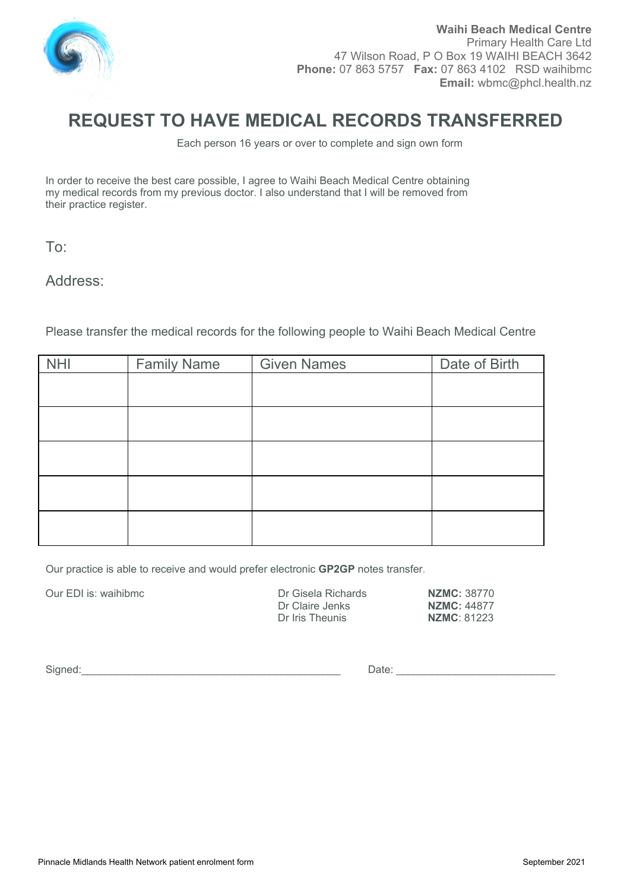**Waihi Beach Medical Centre**
Primary Health Care Ltd
47 Wilson Road, P O Box 19 WAIHI BEACH 3642
**Phone:** 07 863 5757 **Fax:** 07 863 4102 RSD waihibmc
**Email:** wbmc@phcl.health.nz

# REQUEST TO HAVE MEDICAL RECORDS TRANSFERRED

Each person 16 years or over to complete and sign own form

In order to receive the best care possible, I agree to Waihi Beach Medical Centre obtaining my medical records from my previous doctor. I also understand that I will be removed from their practice register.

To:

Address:

Please transfer the medical records for the following people to Waihi Beach Medical Centre

| NHI | Family Name | Given Names | Date of Birth |
|---|---|---|---|
| | | | |
| | | | |
| | | | |
| | | | |
| | | | |

Our practice is able to receive and would prefer electronic **GP2GP** notes transfer.

Our EDI is: waihibmc

| | |
|---|---|
| Dr Gisela Richards | **NZMC:** 38770 |
| Dr Claire Jenks | **NZMC:** 44877 |
| Dr Iris Theunis | **NZMC**: 81223 |

Signed:____________________________________________ Date: ___________________________

Pinnacle Midlands Health Network patient enrolment form

September 2021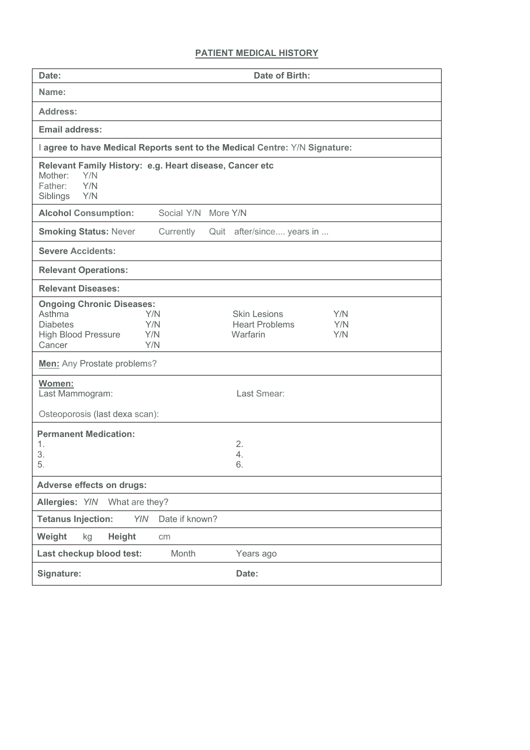## PATIENT MEDICAL HISTORY

| | |
|---|---|
| **Date:** | **Date of Birth:** |
| **Name:** | |
| **Address:** | |
| **Email address:** | |
| I **agree to have Medical Reports sent to the Medical Centre:** Y/N **Signature:** | |
| **Relevant Family History: e.g. Heart disease, Cancer etc**<br>Mother: Y/N<br>Father: Y/N<br>Siblings Y/N | |
| **Alcohol Consumption:** Social Y/N More Y/N | |
| **Smoking Status:** Never Currently Quit after/since.... years in ... | |
| **Severe Accidents:** | |
| **Relevant Operations:** | |
| **Relevant Diseases:** | |
| **Ongoing Chronic Diseases:**<br>Asthma Y/N<br>Diabetes Y/N<br>High Blood Pressure Y/N<br>Cancer Y/N | Skin Lesions Y/N<br>Heart Problems Y/N<br>Warfarin Y/N |
| **Men:** Any Prostate problems? | |
| **Women:**<br>Last Mammogram:<br><br>Osteoporosis (last dexa scan): | Last Smear: |
| **Permanent Medication:**<br>1.<br>3.<br>5. | 2.<br>4.<br>6. |
| **Adverse effects on drugs:** | |
| **Allergies:** *YIN* What are they? | |
| **Tetanus Injection:** *YIN* Date if known? | |
| **Weight** kg **Height** cm | |
| **Last checkup blood test:** Month | Years ago |
| **Signature:** | **Date:** |